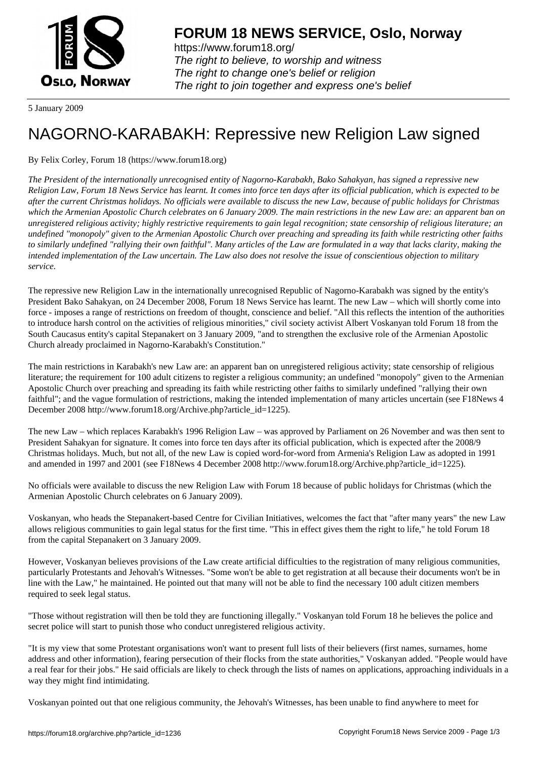**FORUM 18 NEWS SERVICE, Oslo, Norway**

https://www.forum18.org/
*The right to believe, to worship and witness*
*The right to change one's belief or religion*
*The right to join together and express one's belief*

5 January 2009

# NAGORNO-KARABAKH: Repressive new Religion Law signed

By Felix Corley, Forum 18 (https://www.forum18.org)

*The President of the internationally unrecognised entity of Nagorno-Karabakh, Bako Sahakyan, has signed a repressive new Religion Law, Forum 18 News Service has learnt. It comes into force ten days after its official publication, which is expected to be after the current Christmas holidays. No officials were available to discuss the new Law, because of public holidays for Christmas which the Armenian Apostolic Church celebrates on 6 January 2009. The main restrictions in the new Law are: an apparent ban on unregistered religious activity; highly restrictive requirements to gain legal recognition; state censorship of religious literature; an undefined "monopoly" given to the Armenian Apostolic Church over preaching and spreading its faith while restricting other faiths to similarly undefined "rallying their own faithful". Many articles of the Law are formulated in a way that lacks clarity, making the intended implementation of the Law uncertain. The Law also does not resolve the issue of conscientious objection to military service.*

The repressive new Religion Law in the internationally unrecognised Republic of Nagorno-Karabakh was signed by the entity's President Bako Sahakyan, on 24 December 2008, Forum 18 News Service has learnt. The new Law – which will shortly come into force - imposes a range of restrictions on freedom of thought, conscience and belief. "All this reflects the intention of the authorities to introduce harsh control on the activities of religious minorities," civil society activist Albert Voskanyan told Forum 18 from the South Caucasus entity's capital Stepanakert on 3 January 2009, "and to strengthen the exclusive role of the Armenian Apostolic Church already proclaimed in Nagorno-Karabakh's Constitution."

The main restrictions in Karabakh's new Law are: an apparent ban on unregistered religious activity; state censorship of religious literature; the requirement for 100 adult citizens to register a religious community; an undefined "monopoly" given to the Armenian Apostolic Church over preaching and spreading its faith while restricting other faiths to similarly undefined "rallying their own faithful"; and the vague formulation of restrictions, making the intended implementation of many articles uncertain (see F18News 4 December 2008 http://www.forum18.org/Archive.php?article_id=1225).

The new Law – which replaces Karabakh's 1996 Religion Law – was approved by Parliament on 26 November and was then sent to President Sahakyan for signature. It comes into force ten days after its official publication, which is expected after the 2008/9 Christmas holidays. Much, but not all, of the new Law is copied word-for-word from Armenia's Religion Law as adopted in 1991 and amended in 1997 and 2001 (see F18News 4 December 2008 http://www.forum18.org/Archive.php?article_id=1225).

No officials were available to discuss the new Religion Law with Forum 18 because of public holidays for Christmas (which the Armenian Apostolic Church celebrates on 6 January 2009).

Voskanyan, who heads the Stepanakert-based Centre for Civilian Initiatives, welcomes the fact that "after many years" the new Law allows religious communities to gain legal status for the first time. "This in effect gives them the right to life," he told Forum 18 from the capital Stepanakert on 3 January 2009.

However, Voskanyan believes provisions of the Law create artificial difficulties to the registration of many religious communities, particularly Protestants and Jehovah's Witnesses. "Some won't be able to get registration at all because their documents won't be in line with the Law," he maintained. He pointed out that many will not be able to find the necessary 100 adult citizen members required to seek legal status.

"Those without registration will then be told they are functioning illegally." Voskanyan told Forum 18 he believes the police and secret police will start to punish those who conduct unregistered religious activity.

"It is my view that some Protestant organisations won't want to present full lists of their believers (first names, surnames, home address and other information), fearing persecution of their flocks from the state authorities," Voskanyan added. "People would have a real fear for their jobs." He said officials are likely to check through the lists of names on applications, approaching individuals in a way they might find intimidating.

Voskanyan pointed out that one religious community, the Jehovah's Witnesses, has been unable to find anywhere to meet for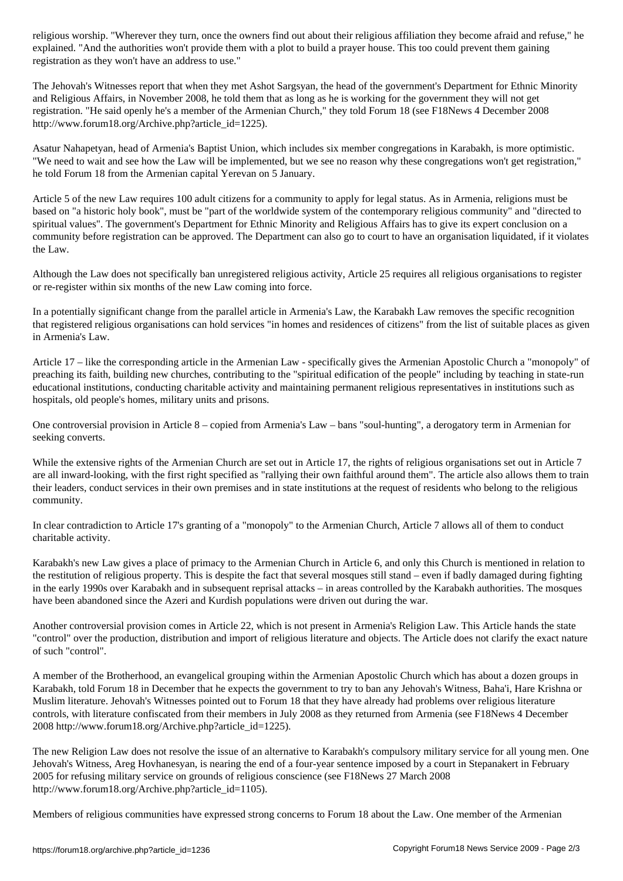religious worship. "Wherever they turn, once the owners find out about their religious affiliation they become afraid and refuse," he explained. "And the authorities won't provide them with a plot to build a prayer house. This too could prevent them gaining registration as they won't have an address to use."

The Jehovah's Witnesses report that when they met Ashot Sargsyan, the head of the government's Department for Ethnic Minority and Religious Affairs, in November 2008, he told them that as long as he is working for the government they will not get registration. "He said openly he's a member of the Armenian Church," they told Forum 18 (see F18News 4 December 2008 http://www.forum18.org/Archive.php?article_id=1225).

Asatur Nahapetyan, head of Armenia's Baptist Union, which includes six member congregations in Karabakh, is more optimistic. "We need to wait and see how the Law will be implemented, but we see no reason why these congregations won't get registration," he told Forum 18 from the Armenian capital Yerevan on 5 January.

Article 5 of the new Law requires 100 adult citizens for a community to apply for legal status. As in Armenia, religions must be based on "a historic holy book", must be "part of the worldwide system of the contemporary religious community" and "directed to spiritual values". The government's Department for Ethnic Minority and Religious Affairs has to give its expert conclusion on a community before registration can be approved. The Department can also go to court to have an organisation liquidated, if it violates the Law.

Although the Law does not specifically ban unregistered religious activity, Article 25 requires all religious organisations to register or re-register within six months of the new Law coming into force.

In a potentially significant change from the parallel article in Armenia's Law, the Karabakh Law removes the specific recognition that registered religious organisations can hold services "in homes and residences of citizens" from the list of suitable places as given in Armenia's Law.

Article 17 – like the corresponding article in the Armenian Law - specifically gives the Armenian Apostolic Church a "monopoly" of preaching its faith, building new churches, contributing to the "spiritual edification of the people" including by teaching in state-run educational institutions, conducting charitable activity and maintaining permanent religious representatives in institutions such as hospitals, old people's homes, military units and prisons.

One controversial provision in Article 8 – copied from Armenia's Law – bans "soul-hunting", a derogatory term in Armenian for seeking converts.

While the extensive rights of the Armenian Church are set out in Article 17, the rights of religious organisations set out in Article 7 are all inward-looking, with the first right specified as "rallying their own faithful around them". The article also allows them to train their leaders, conduct services in their own premises and in state institutions at the request of residents who belong to the religious community.

In clear contradiction to Article 17's granting of a "monopoly" to the Armenian Church, Article 7 allows all of them to conduct charitable activity.

Karabakh's new Law gives a place of primacy to the Armenian Church in Article 6, and only this Church is mentioned in relation to the restitution of religious property. This is despite the fact that several mosques still stand – even if badly damaged during fighting in the early 1990s over Karabakh and in subsequent reprisal attacks – in areas controlled by the Karabakh authorities. The mosques have been abandoned since the Azeri and Kurdish populations were driven out during the war.

Another controversial provision comes in Article 22, which is not present in Armenia's Religion Law. This Article hands the state "control" over the production, distribution and import of religious literature and objects. The Article does not clarify the exact nature of such "control".

A member of the Brotherhood, an evangelical grouping within the Armenian Apostolic Church which has about a dozen groups in Karabakh, told Forum 18 in December that he expects the government to try to ban any Jehovah's Witness, Baha'i, Hare Krishna or Muslim literature. Jehovah's Witnesses pointed out to Forum 18 that they have already had problems over religious literature controls, with literature confiscated from their members in July 2008 as they returned from Armenia (see F18News 4 December 2008 http://www.forum18.org/Archive.php?article_id=1225).

The new Religion Law does not resolve the issue of an alternative to Karabakh's compulsory military service for all young men. One Jehovah's Witness, Areg Hovhanesyan, is nearing the end of a four-year sentence imposed by a court in Stepanakert in February 2005 for refusing military service on grounds of religious conscience (see F18News 27 March 2008 http://www.forum18.org/Archive.php?article_id=1105).

Members of religious communities have expressed strong concerns to Forum 18 about the Law. One member of the Armenian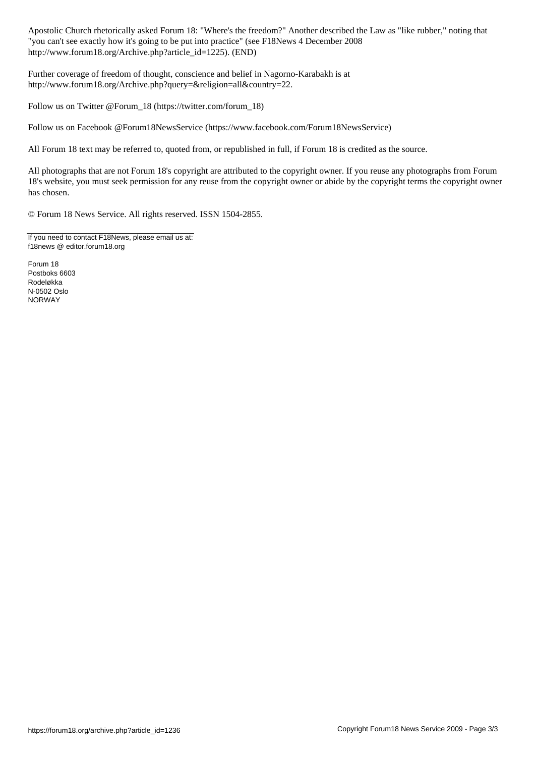Apostolic Church rhetorically asked Forum 18: "Where's the freedom?" Another described the Law as "like rubber," noting that "you can't see exactly how it's going to be put into practice" (see F18News 4 December 2008 http://www.forum18.org/Archive.php?article_id=1225). (END)

Further coverage of freedom of thought, conscience and belief in Nagorno-Karabakh is at http://www.forum18.org/Archive.php?query=&religion=all&country=22.

Follow us on Twitter @Forum_18 (https://twitter.com/forum_18)

Follow us on Facebook @Forum18NewsService (https://www.facebook.com/Forum18NewsService)

All Forum 18 text may be referred to, quoted from, or republished in full, if Forum 18 is credited as the source.

All photographs that are not Forum 18's copyright are attributed to the copyright owner. If you reuse any photographs from Forum 18's website, you must seek permission for any reuse from the copyright owner or abide by the copyright terms the copyright owner has chosen.

© Forum 18 News Service. All rights reserved. ISSN 1504-2855.

If you need to contact F18News, please email us at:
f18news @ editor.forum18.org

Forum 18
Postboks 6603
Rodeløkka
N-0502 Oslo
NORWAY